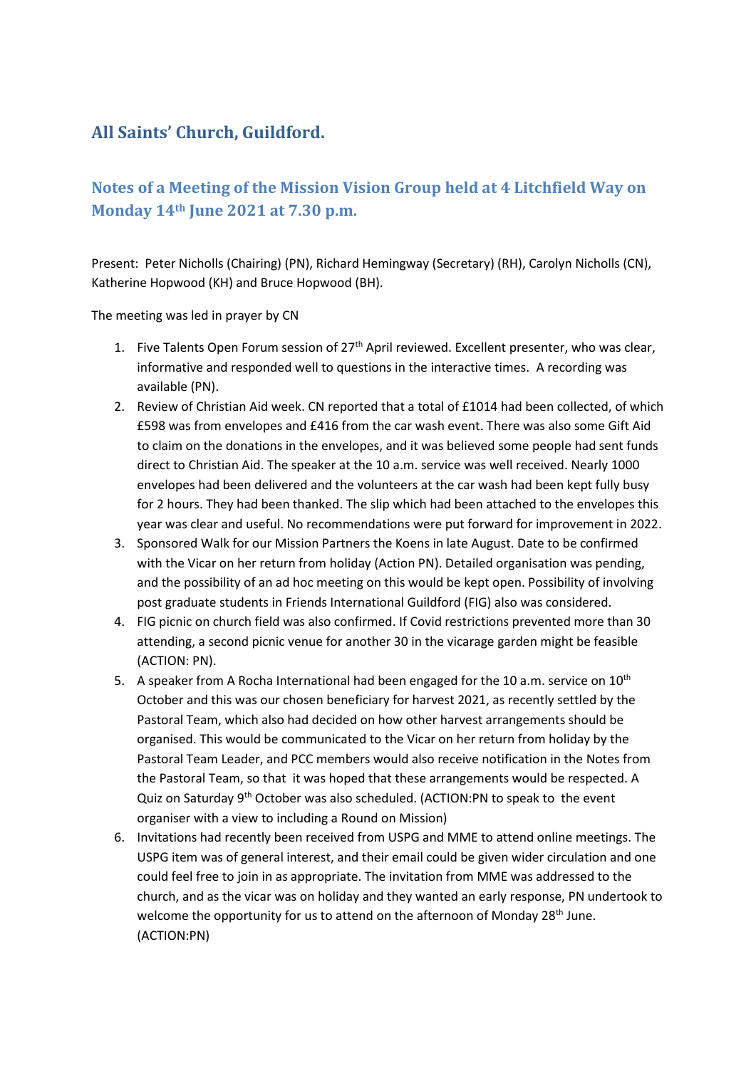# All Saints' Church, Guildford.

## Notes of a Meeting of the Mission Vision Group held at 4 Litchfield Way on Monday 14th June 2021 at 7.30 p.m.

Present: Peter Nicholls (Chairing) (PN), Richard Hemingway (Secretary) (RH), Carolyn Nicholls (CN), Katherine Hopwood (KH) and Bruce Hopwood (BH).

The meeting was led in prayer by CN

1. Five Talents Open Forum session of 27th April reviewed. Excellent presenter, who was clear, informative and responded well to questions in the interactive times. A recording was available (PN).
2. Review of Christian Aid week. CN reported that a total of £1014 had been collected, of which £598 was from envelopes and £416 from the car wash event. There was also some Gift Aid to claim on the donations in the envelopes, and it was believed some people had sent funds direct to Christian Aid. The speaker at the 10 a.m. service was well received. Nearly 1000 envelopes had been delivered and the volunteers at the car wash had been kept fully busy for 2 hours. They had been thanked. The slip which had been attached to the envelopes this year was clear and useful. No recommendations were put forward for improvement in 2022.
3. Sponsored Walk for our Mission Partners the Koens in late August. Date to be confirmed with the Vicar on her return from holiday (Action PN). Detailed organisation was pending, and the possibility of an ad hoc meeting on this would be kept open. Possibility of involving post graduate students in Friends International Guildford (FIG) also was considered.
4. FIG picnic on church field was also confirmed. If Covid restrictions prevented more than 30 attending, a second picnic venue for another 30 in the vicarage garden might be feasible (ACTION: PN).
5. A speaker from A Rocha International had been engaged for the 10 a.m. service on 10th October and this was our chosen beneficiary for harvest 2021, as recently settled by the Pastoral Team, which also had decided on how other harvest arrangements should be organised. This would be communicated to the Vicar on her return from holiday by the Pastoral Team Leader, and PCC members would also receive notification in the Notes from the Pastoral Team, so that it was hoped that these arrangements would be respected. A Quiz on Saturday 9th October was also scheduled. (ACTION:PN to speak to the event organiser with a view to including a Round on Mission)
6. Invitations had recently been received from USPG and MME to attend online meetings. The USPG item was of general interest, and their email could be given wider circulation and one could feel free to join in as appropriate. The invitation from MME was addressed to the church, and as the vicar was on holiday and they wanted an early response, PN undertook to welcome the opportunity for us to attend on the afternoon of Monday 28th June. (ACTION:PN)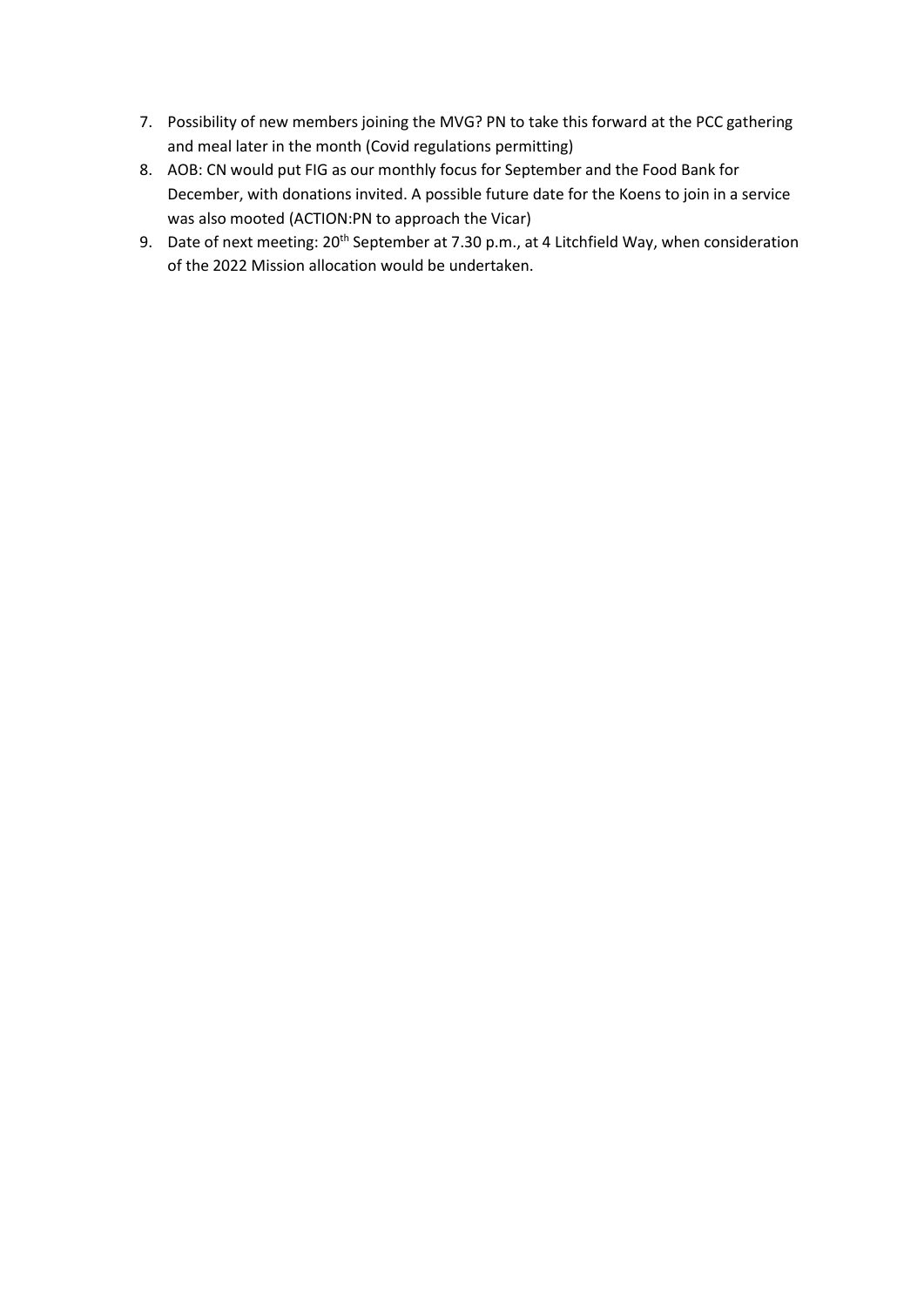7. Possibility of new members joining the MVG? PN to take this forward at the PCC gathering and meal later in the month (Covid regulations permitting)
8. AOB: CN would put FIG as our monthly focus for September and the Food Bank for December, with donations invited. A possible future date for the Koens to join in a service was also mooted (ACTION:PN to approach the Vicar)
9. Date of next meeting: 20th September at 7.30 p.m., at 4 Litchfield Way, when consideration of the 2022 Mission allocation would be undertaken.